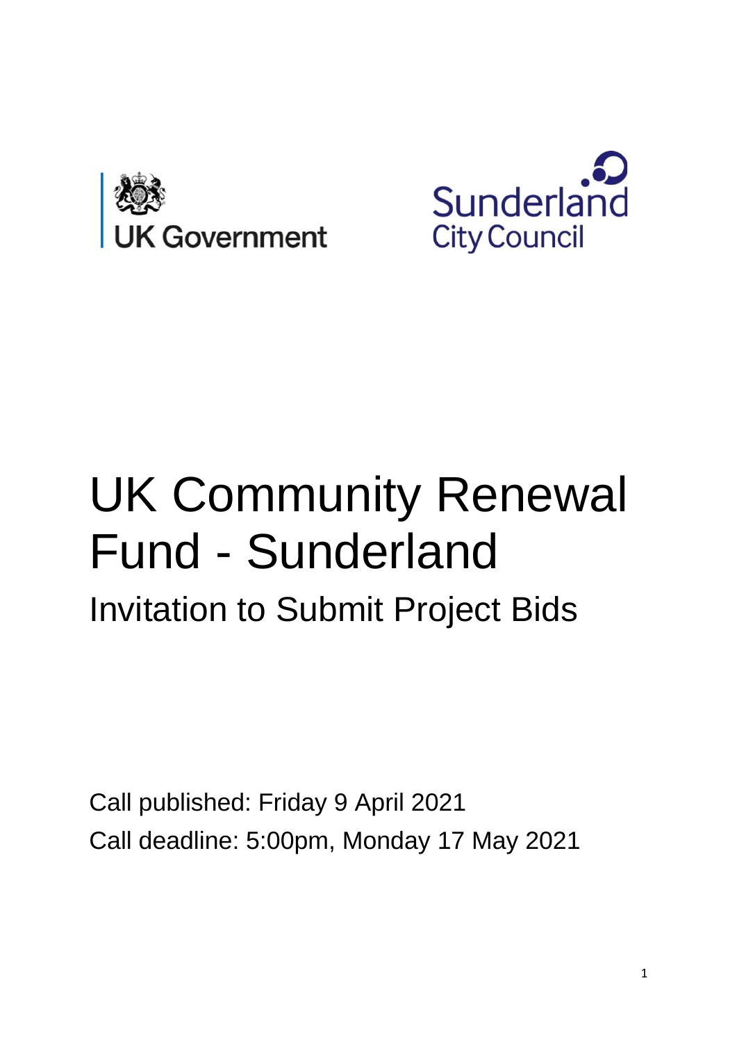# UK Community Renewal Fund - Sunderland

## Invitation to Submit Project Bids

Call published: Friday 9 April 2021

Call deadline: 5:00pm, Monday 17 May 2021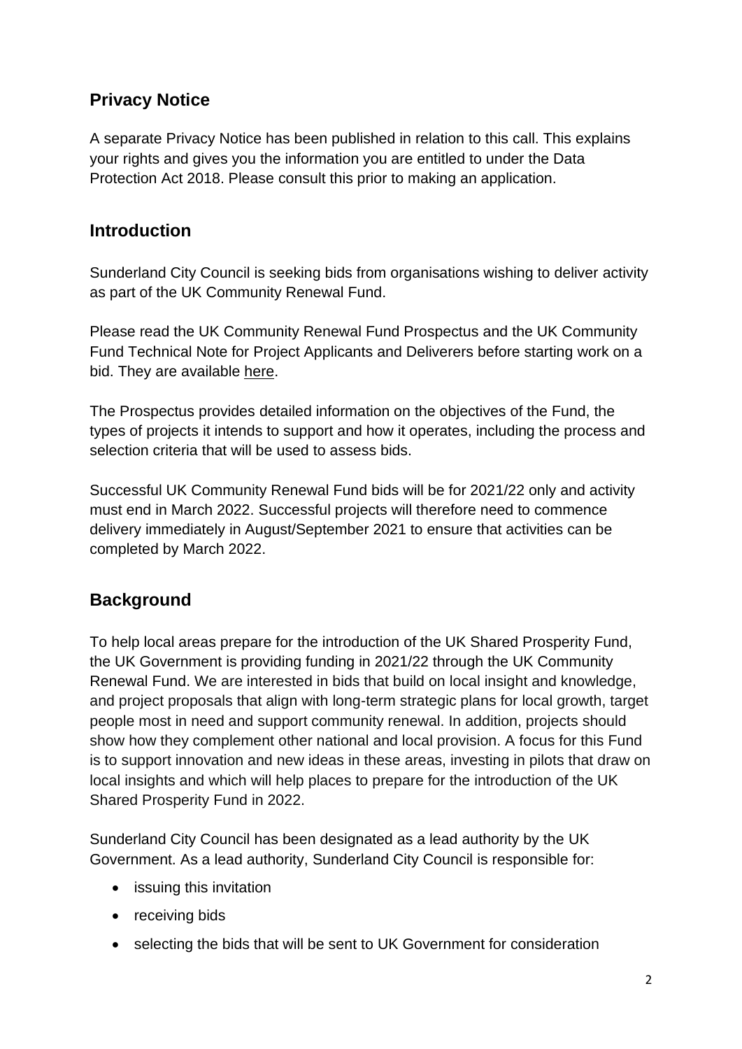## Privacy Notice

A separate Privacy Notice has been published in relation to this call. This explains your rights and gives you the information you are entitled to under the Data Protection Act 2018. Please consult this prior to making an application.

## Introduction

Sunderland City Council is seeking bids from organisations wishing to deliver activity as part of the UK Community Renewal Fund.

Please read the UK Community Renewal Fund Prospectus and the UK Community Fund Technical Note for Project Applicants and Deliverers before starting work on a bid. They are available here.

The Prospectus provides detailed information on the objectives of the Fund, the types of projects it intends to support and how it operates, including the process and selection criteria that will be used to assess bids.

Successful UK Community Renewal Fund bids will be for 2021/22 only and activity must end in March 2022. Successful projects will therefore need to commence delivery immediately in August/September 2021 to ensure that activities can be completed by March 2022.

## Background

To help local areas prepare for the introduction of the UK Shared Prosperity Fund, the UK Government is providing funding in 2021/22 through the UK Community Renewal Fund. We are interested in bids that build on local insight and knowledge, and project proposals that align with long-term strategic plans for local growth, target people most in need and support community renewal. In addition, projects should show how they complement other national and local provision. A focus for this Fund is to support innovation and new ideas in these areas, investing in pilots that draw on local insights and which will help places to prepare for the introduction of the UK Shared Prosperity Fund in 2022.

Sunderland City Council has been designated as a lead authority by the UK Government. As a lead authority, Sunderland City Council is responsible for:

- issuing this invitation
- receiving bids
- selecting the bids that will be sent to UK Government for consideration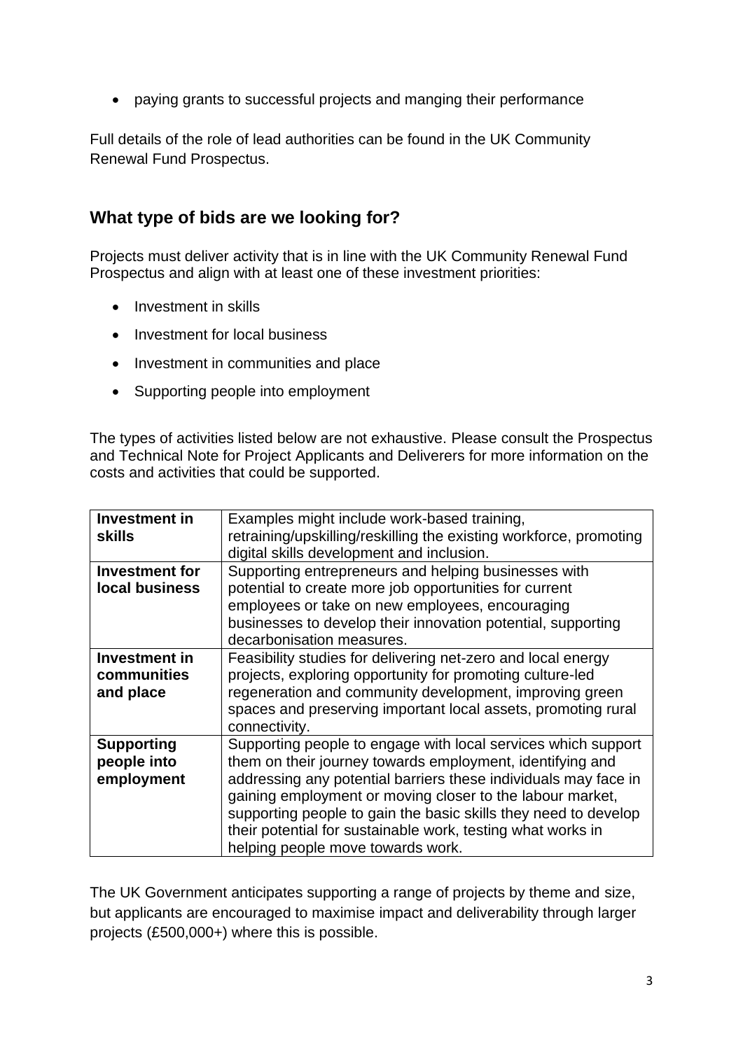- paying grants to successful projects and manging their performance

Full details of the role of lead authorities can be found in the UK Community Renewal Fund Prospectus.

## What type of bids are we looking for?

Projects must deliver activity that is in line with the UK Community Renewal Fund Prospectus and align with at least one of these investment priorities:

- Investment in skills
- Investment for local business
- Investment in communities and place
- Supporting people into employment

The types of activities listed below are not exhaustive. Please consult the Prospectus and Technical Note for Project Applicants and Deliverers for more information on the costs and activities that could be supported.

| | |
|---|---|
| **Investment in skills** | Examples might include work-based training, retraining/upskilling/reskilling the existing workforce, promoting digital skills development and inclusion. |
| **Investment for local business** | Supporting entrepreneurs and helping businesses with potential to create more job opportunities for current employees or take on new employees, encouraging businesses to develop their innovation potential, supporting decarbonisation measures. |
| **Investment in communities and place** | Feasibility studies for delivering net-zero and local energy projects, exploring opportunity for promoting culture-led regeneration and community development, improving green spaces and preserving important local assets, promoting rural connectivity. |
| **Supporting people into employment** | Supporting people to engage with local services which support them on their journey towards employment, identifying and addressing any potential barriers these individuals may face in gaining employment or moving closer to the labour market, supporting people to gain the basic skills they need to develop their potential for sustainable work, testing what works in helping people move towards work. |

The UK Government anticipates supporting a range of projects by theme and size, but applicants are encouraged to maximise impact and deliverability through larger projects (£500,000+) where this is possible.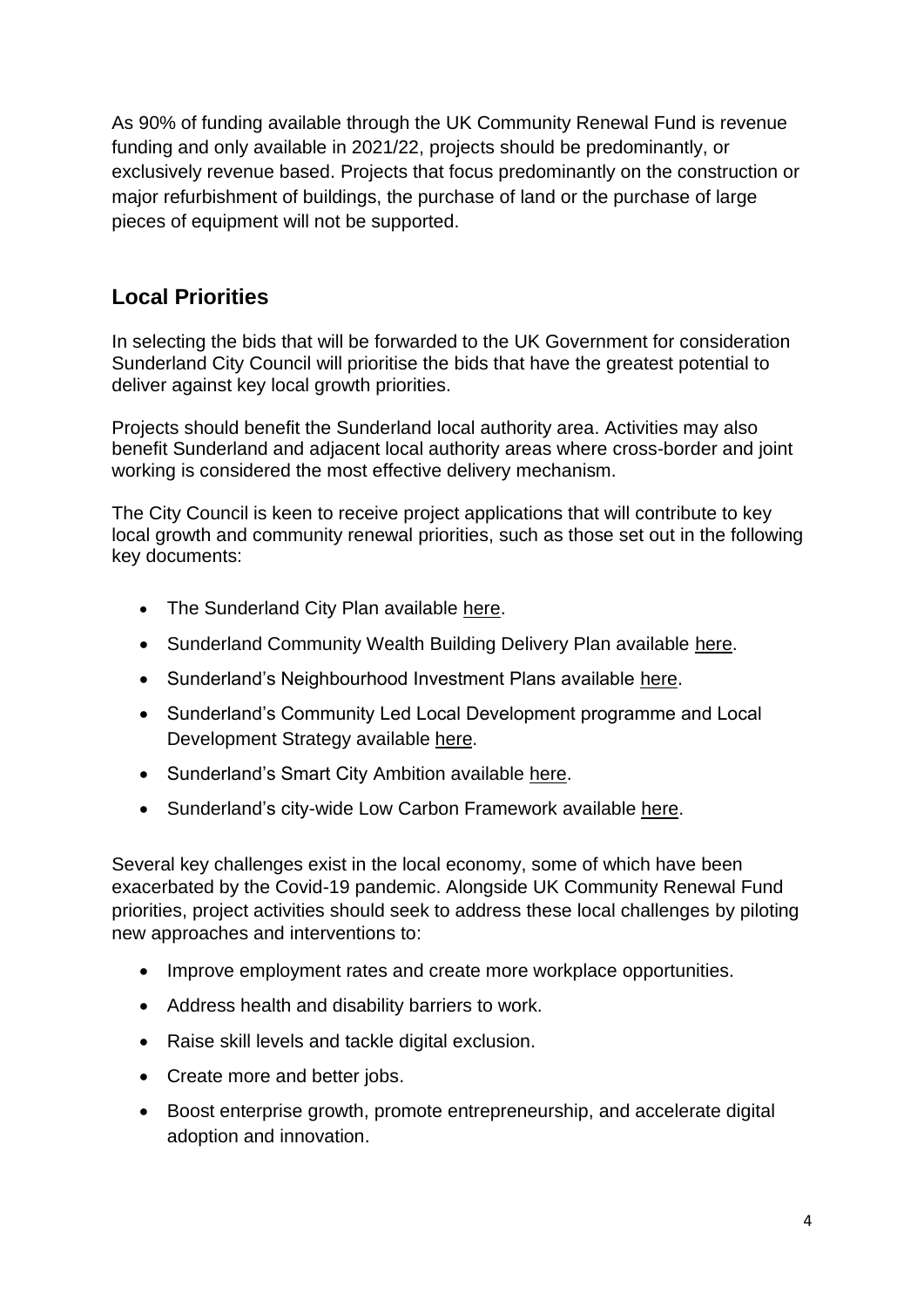As 90% of funding available through the UK Community Renewal Fund is revenue funding and only available in 2021/22, projects should be predominantly, or exclusively revenue based. Projects that focus predominantly on the construction or major refurbishment of buildings, the purchase of land or the purchase of large pieces of equipment will not be supported.

## Local Priorities

In selecting the bids that will be forwarded to the UK Government for consideration Sunderland City Council will prioritise the bids that have the greatest potential to deliver against key local growth priorities.

Projects should benefit the Sunderland local authority area. Activities may also benefit Sunderland and adjacent local authority areas where cross-border and joint working is considered the most effective delivery mechanism.

The City Council is keen to receive project applications that will contribute to key local growth and community renewal priorities, such as those set out in the following key documents:

- The Sunderland City Plan available here.
- Sunderland Community Wealth Building Delivery Plan available here.
- Sunderland's Neighbourhood Investment Plans available here.
- Sunderland's Community Led Local Development programme and Local Development Strategy available here.
- Sunderland's Smart City Ambition available here.
- Sunderland's city-wide Low Carbon Framework available here.

Several key challenges exist in the local economy, some of which have been exacerbated by the Covid-19 pandemic. Alongside UK Community Renewal Fund priorities, project activities should seek to address these local challenges by piloting new approaches and interventions to:

- Improve employment rates and create more workplace opportunities.
- Address health and disability barriers to work.
- Raise skill levels and tackle digital exclusion.
- Create more and better jobs.
- Boost enterprise growth, promote entrepreneurship, and accelerate digital adoption and innovation.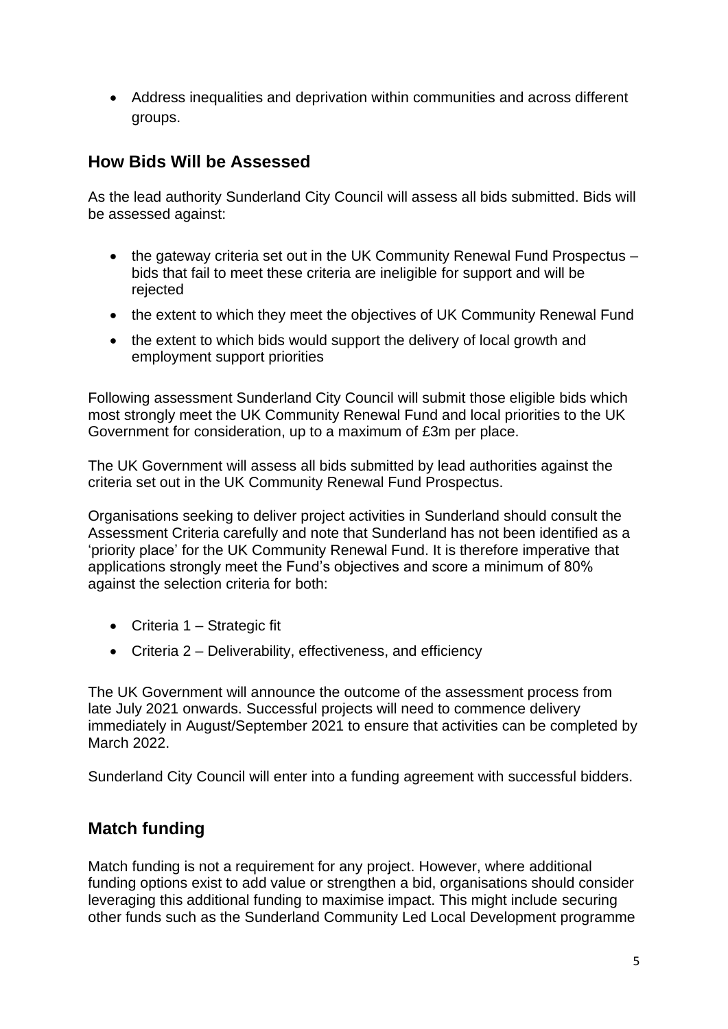- Address inequalities and deprivation within communities and across different groups.

## How Bids Will be Assessed

As the lead authority Sunderland City Council will assess all bids submitted. Bids will be assessed against:

- the gateway criteria set out in the UK Community Renewal Fund Prospectus – bids that fail to meet these criteria are ineligible for support and will be rejected
- the extent to which they meet the objectives of UK Community Renewal Fund
- the extent to which bids would support the delivery of local growth and employment support priorities

Following assessment Sunderland City Council will submit those eligible bids which most strongly meet the UK Community Renewal Fund and local priorities to the UK Government for consideration, up to a maximum of £3m per place.

The UK Government will assess all bids submitted by lead authorities against the criteria set out in the UK Community Renewal Fund Prospectus.

Organisations seeking to deliver project activities in Sunderland should consult the Assessment Criteria carefully and note that Sunderland has not been identified as a 'priority place' for the UK Community Renewal Fund. It is therefore imperative that applications strongly meet the Fund's objectives and score a minimum of 80% against the selection criteria for both:

- Criteria 1 – Strategic fit
- Criteria 2 – Deliverability, effectiveness, and efficiency

The UK Government will announce the outcome of the assessment process from late July 2021 onwards. Successful projects will need to commence delivery immediately in August/September 2021 to ensure that activities can be completed by March 2022.

Sunderland City Council will enter into a funding agreement with successful bidders.

## Match funding

Match funding is not a requirement for any project. However, where additional funding options exist to add value or strengthen a bid, organisations should consider leveraging this additional funding to maximise impact. This might include securing other funds such as the Sunderland Community Led Local Development programme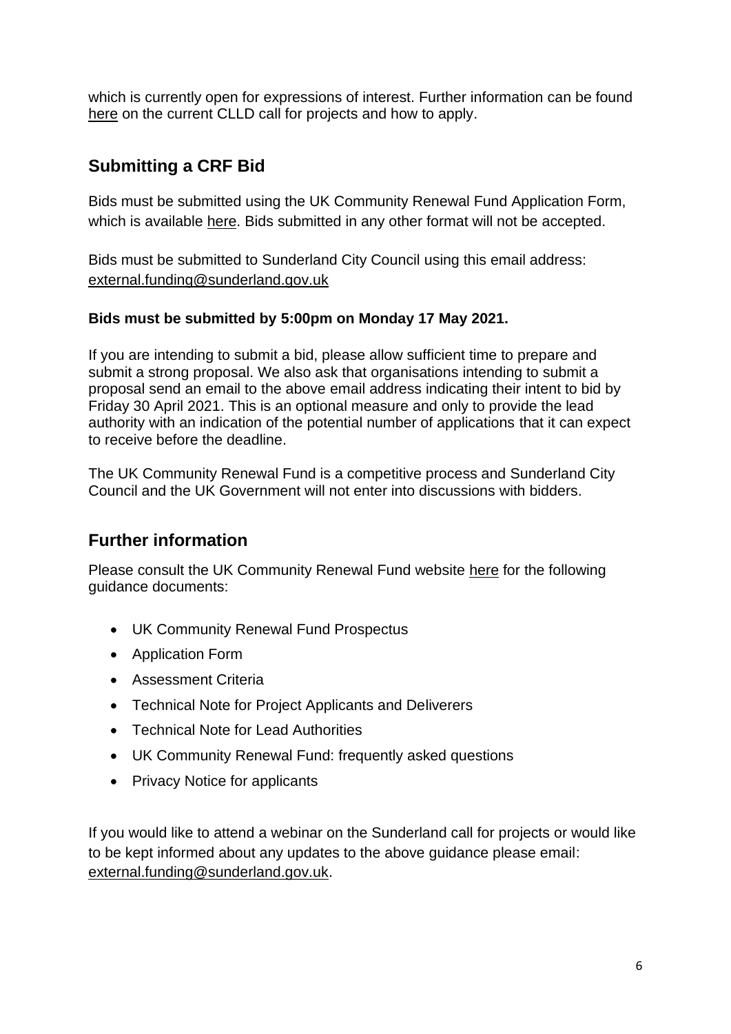which is currently open for expressions of interest. Further information can be found here on the current CLLD call for projects and how to apply.

## Submitting a CRF Bid

Bids must be submitted using the UK Community Renewal Fund Application Form, which is available here. Bids submitted in any other format will not be accepted.

Bids must be submitted to Sunderland City Council using this email address: external.funding@sunderland.gov.uk

**Bids must be submitted by 5:00pm on Monday 17 May 2021.**

If you are intending to submit a bid, please allow sufficient time to prepare and submit a strong proposal. We also ask that organisations intending to submit a proposal send an email to the above email address indicating their intent to bid by Friday 30 April 2021. This is an optional measure and only to provide the lead authority with an indication of the potential number of applications that it can expect to receive before the deadline.

The UK Community Renewal Fund is a competitive process and Sunderland City Council and the UK Government will not enter into discussions with bidders.

## Further information

Please consult the UK Community Renewal Fund website here for the following guidance documents:

- UK Community Renewal Fund Prospectus
- Application Form
- Assessment Criteria
- Technical Note for Project Applicants and Deliverers
- Technical Note for Lead Authorities
- UK Community Renewal Fund: frequently asked questions
- Privacy Notice for applicants

If you would like to attend a webinar on the Sunderland call for projects or would like to be kept informed about any updates to the above guidance please email: external.funding@sunderland.gov.uk.